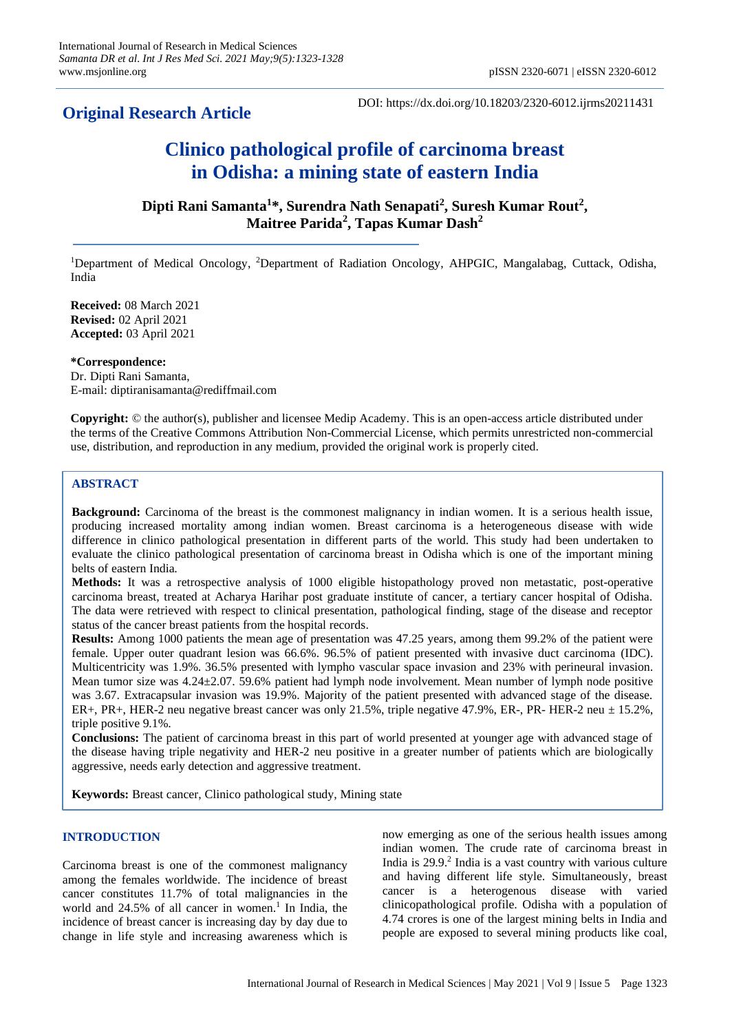**Original Research Article**

DOI: https://dx.doi.org/10.18203/2320-6012.ijrms20211431

# Clinico pathological profile of carcinoma breast in Odisha: a mining state of eastern India

**Dipti Rani Samanta[1]*, Surendra Nath Senapati[2], Suresh Kumar Rout[2], Maitree Parida[2], Tapas Kumar Dash[2]**

[1]Department of Medical Oncology, [2]Department of Radiation Oncology, AHPGIC, Mangalabag, Cuttack, Odisha, India

**Received:** 08 March 2021
**Revised:** 02 April 2021
**Accepted:** 03 April 2021

***Correspondence:**
Dr. Dipti Rani Samanta,
E-mail: diptiranisamanta@rediffmail.com

**Copyright:** © the author(s), publisher and licensee Medip Academy. This is an open-access article distributed under the terms of the Creative Commons Attribution Non-Commercial License, which permits unrestricted non-commercial use, distribution, and reproduction in any medium, provided the original work is properly cited.

## ABSTRACT

**Background:** Carcinoma of the breast is the commonest malignancy in indian women. It is a serious health issue, producing increased mortality among indian women. Breast carcinoma is a heterogeneous disease with wide difference in clinico pathological presentation in different parts of the world. This study had been undertaken to evaluate the clinico pathological presentation of carcinoma breast in Odisha which is one of the important mining belts of eastern India.

**Methods:** It was a retrospective analysis of 1000 eligible histopathology proved non metastatic, post-operative carcinoma breast, treated at Acharya Harihar post graduate institute of cancer, a tertiary cancer hospital of Odisha. The data were retrieved with respect to clinical presentation, pathological finding, stage of the disease and receptor status of the cancer breast patients from the hospital records.

**Results:** Among 1000 patients the mean age of presentation was 47.25 years, among them 99.2% of the patient were female. Upper outer quadrant lesion was 66.6%. 96.5% of patient presented with invasive duct carcinoma (IDC). Multicentricity was 1.9%. 36.5% presented with lympho vascular space invasion and 23% with perineural invasion. Mean tumor size was 4.24±2.07. 59.6% patient had lymph node involvement. Mean number of lymph node positive was 3.67. Extracapsular invasion was 19.9%. Majority of the patient presented with advanced stage of the disease. ER+, PR+, HER-2 neu negative breast cancer was only 21.5%, triple negative 47.9%, ER-, PR- HER-2 neu ± 15.2%, triple positive 9.1%.

**Conclusions:** The patient of carcinoma breast in this part of world presented at younger age with advanced stage of the disease having triple negativity and HER-2 neu positive in a greater number of patients which are biologically aggressive, needs early detection and aggressive treatment.

**Keywords:** Breast cancer, Clinico pathological study, Mining state

## INTRODUCTION

Carcinoma breast is one of the commonest malignancy among the females worldwide. The incidence of breast cancer constitutes 11.7% of total malignancies in the world and 24.5% of all cancer in women.[1] In India, the incidence of breast cancer is increasing day by day due to change in life style and increasing awareness which is now emerging as one of the serious health issues among indian women. The crude rate of carcinoma breast in India is 29.9.[2] India is a vast country with various culture and having different life style. Simultaneously, breast cancer is a heterogenous disease with varied clinicopathological profile. Odisha with a population of 4.74 crores is one of the largest mining belts in India and people are exposed to several mining products like coal,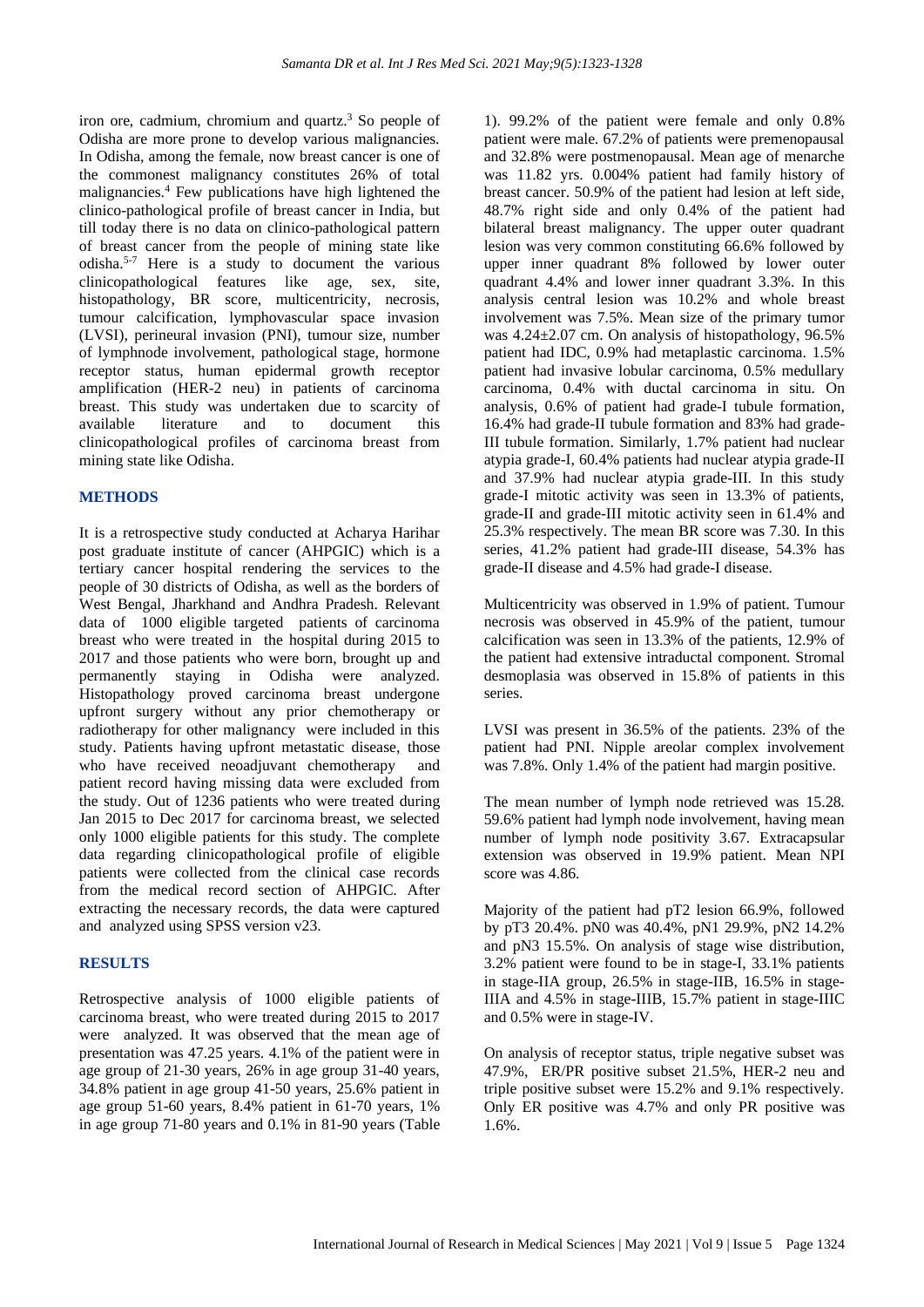iron ore, cadmium, chromium and quartz.[3] So people of Odisha are more prone to develop various malignancies. In Odisha, among the female, now breast cancer is one of the commonest malignancy constitutes 26% of total malignancies.[4] Few publications have high lightened the clinico-pathological profile of breast cancer in India, but till today there is no data on clinico-pathological pattern of breast cancer from the people of mining state like odisha.[5-7] Here is a study to document the various clinicopathological features like age, sex, site, histopathology, BR score, multicentricity, necrosis, tumour calcification, lymphovascular space invasion (LVSI), perineural invasion (PNI), tumour size, number of lymphnode involvement, pathological stage, hormone receptor status, human epidermal growth receptor amplification (HER-2 neu) in patients of carcinoma breast. This study was undertaken due to scarcity of available literature and to document this clinicopathological profiles of carcinoma breast from mining state like Odisha.

## METHODS

It is a retrospective study conducted at Acharya Harihar post graduate institute of cancer (AHPGIC) which is a tertiary cancer hospital rendering the services to the people of 30 districts of Odisha, as well as the borders of West Bengal, Jharkhand and Andhra Pradesh. Relevant data of 1000 eligible targeted patients of carcinoma breast who were treated in the hospital during 2015 to 2017 and those patients who were born, brought up and permanently staying in Odisha were analyzed. Histopathology proved carcinoma breast undergone upfront surgery without any prior chemotherapy or radiotherapy for other malignancy were included in this study. Patients having upfront metastatic disease, those who have received neoadjuvant chemotherapy and patient record having missing data were excluded from the study. Out of 1236 patients who were treated during Jan 2015 to Dec 2017 for carcinoma breast, we selected only 1000 eligible patients for this study. The complete data regarding clinicopathological profile of eligible patients were collected from the clinical case records from the medical record section of AHPGIC. After extracting the necessary records, the data were captured and analyzed using SPSS version v23.

## RESULTS

Retrospective analysis of 1000 eligible patients of carcinoma breast, who were treated during 2015 to 2017 were analyzed. It was observed that the mean age of presentation was 47.25 years. 4.1% of the patient were in age group of 21-30 years, 26% in age group 31-40 years, 34.8% patient in age group 41-50 years, 25.6% patient in age group 51-60 years, 8.4% patient in 61-70 years, 1% in age group 71-80 years and 0.1% in 81-90 years (Table 1). 99.2% of the patient were female and only 0.8% patient were male. 67.2% of patients were premenopausal and 32.8% were postmenopausal. Mean age of menarche was 11.82 yrs. 0.004% patient had family history of breast cancer. 50.9% of the patient had lesion at left side, 48.7% right side and only 0.4% of the patient had bilateral breast malignancy. The upper outer quadrant lesion was very common constituting 66.6% followed by upper inner quadrant 8% followed by lower outer quadrant 4.4% and lower inner quadrant 3.3%. In this analysis central lesion was 10.2% and whole breast involvement was 7.5%. Mean size of the primary tumor was 4.24±2.07 cm. On analysis of histopathology, 96.5% patient had IDC, 0.9% had metaplastic carcinoma. 1.5% patient had invasive lobular carcinoma, 0.5% medullary carcinoma, 0.4% with ductal carcinoma in situ. On analysis, 0.6% of patient had grade-I tubule formation, 16.4% had grade-II tubule formation and 83% had grade-III tubule formation. Similarly, 1.7% patient had nuclear atypia grade-I, 60.4% patients had nuclear atypia grade-II and 37.9% had nuclear atypia grade-III. In this study grade-I mitotic activity was seen in 13.3% of patients, grade-II and grade-III mitotic activity seen in 61.4% and 25.3% respectively. The mean BR score was 7.30. In this series, 41.2% patient had grade-III disease, 54.3% has grade-II disease and 4.5% had grade-I disease.

Multicentricity was observed in 1.9% of patient. Tumour necrosis was observed in 45.9% of the patient, tumour calcification was seen in 13.3% of the patients, 12.9% of the patient had extensive intraductal component. Stromal desmoplasia was observed in 15.8% of patients in this series.

LVSI was present in 36.5% of the patients. 23% of the patient had PNI. Nipple areolar complex involvement was 7.8%. Only 1.4% of the patient had margin positive.

The mean number of lymph node retrieved was 15.28. 59.6% patient had lymph node involvement, having mean number of lymph node positivity 3.67. Extracapsular extension was observed in 19.9% patient. Mean NPI score was 4.86.

Majority of the patient had pT2 lesion 66.9%, followed by pT3 20.4%. pN0 was 40.4%, pN1 29.9%, pN2 14.2% and pN3 15.5%. On analysis of stage wise distribution, 3.2% patient were found to be in stage-I, 33.1% patients in stage-IIA group, 26.5% in stage-IIB, 16.5% in stage-IIIA and 4.5% in stage-IIIB, 15.7% patient in stage-IIIC and 0.5% were in stage-IV.

On analysis of receptor status, triple negative subset was 47.9%, ER/PR positive subset 21.5%, HER-2 neu and triple positive subset were 15.2% and 9.1% respectively. Only ER positive was 4.7% and only PR positive was 1.6%.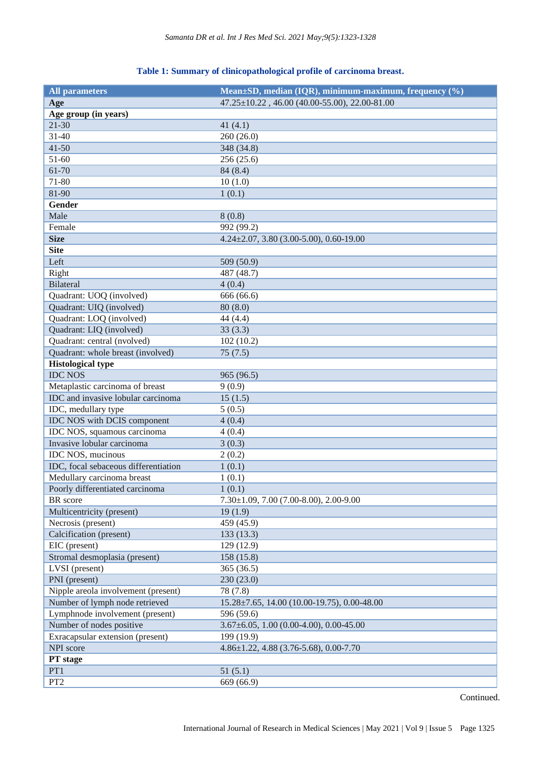**Table 1: Summary of clinicopathological profile of carcinoma breast.**

| All parameters | Mean±SD, median (IQR), minimum-maximum, frequency (%) |
|---|---|
| **Age** | 47.25±10.22 , 46.00 (40.00-55.00), 22.00-81.00 |
| **Age group (in years)** | |
| 21-30 | 41 (4.1) |
| 31-40 | 260 (26.0) |
| 41-50 | 348 (34.8) |
| 51-60 | 256 (25.6) |
| 61-70 | 84 (8.4) |
| 71-80 | 10 (1.0) |
| 81-90 | 1 (0.1) |
| **Gender** | |
| Male | 8 (0.8) |
| Female | 992 (99.2) |
| **Size** | 4.24±2.07, 3.80 (3.00-5.00), 0.60-19.00 |
| **Site** | |
| Left | 509 (50.9) |
| Right | 487 (48.7) |
| Bilateral | 4 (0.4) |
| Quadrant: UOQ (involved) | 666 (66.6) |
| Quadrant: UIQ (involved) | 80 (8.0) |
| Quadrant: LOQ (involved) | 44 (4.4) |
| Quadrant: LIQ (involved) | 33 (3.3) |
| Quadrant: central (nvolved) | 102 (10.2) |
| Quadrant: whole breast (involved) | 75 (7.5) |
| **Histological type** | |
| IDC NOS | 965 (96.5) |
| Metaplastic carcinoma of breast | 9 (0.9) |
| IDC and invasive lobular carcinoma | 15 (1.5) |
| IDC, medullary type | 5 (0.5) |
| IDC NOS with DCIS component | 4 (0.4) |
| IDC NOS, squamous carcinoma | 4 (0.4) |
| Invasive lobular carcinoma | 3 (0.3) |
| IDC NOS, mucinous | 2 (0.2) |
| IDC, focal sebaceous differentiation | 1 (0.1) |
| Medullary carcinoma breast | 1 (0.1) |
| Poorly differentiated carcinoma | 1 (0.1) |
| BR score | 7.30±1.09, 7.00 (7.00-8.00), 2.00-9.00 |
| Multicentricity (present) | 19 (1.9) |
| Necrosis (present) | 459 (45.9) |
| Calcification (present) | 133 (13.3) |
| EIC (present) | 129 (12.9) |
| Stromal desmoplasia (present) | 158 (15.8) |
| LVSI (present) | 365 (36.5) |
| PNI (present) | 230 (23.0) |
| Nipple areola involvement (present) | 78 (7.8) |
| Number of lymph node retrieved | 15.28±7.65, 14.00 (10.00-19.75), 0.00-48.00 |
| Lymphnode involvement (present) | 596 (59.6) |
| Number of nodes positive | 3.67±6.05, 1.00 (0.00-4.00), 0.00-45.00 |
| Exracapsular extension (present) | 199 (19.9) |
| NPI score | 4.86±1.22, 4.88 (3.76-5.68), 0.00-7.70 |
| **PT stage** | |
| PT1 | 51 (5.1) |
| PT2 | 669 (66.9) |

Continued.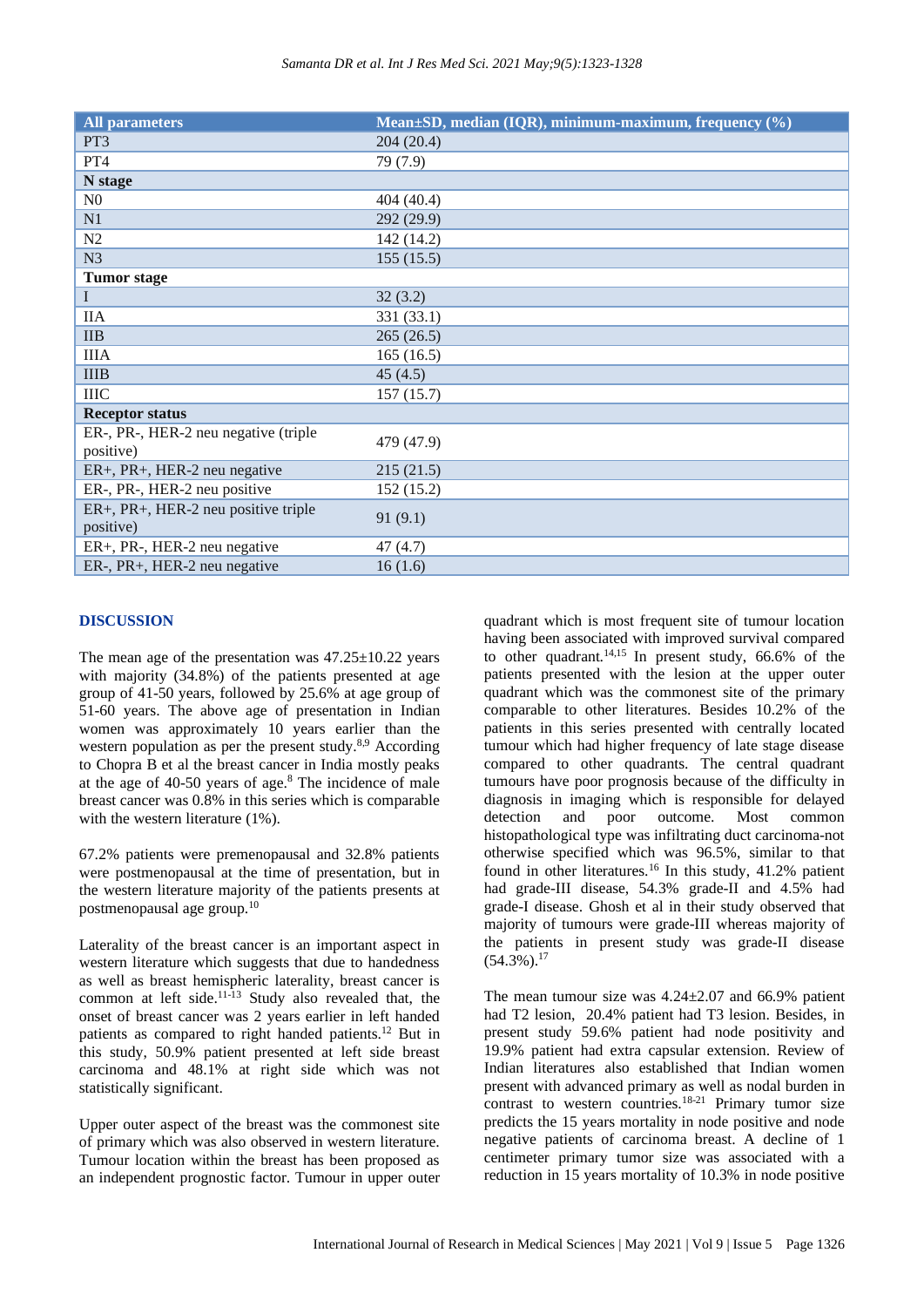| All parameters | Mean±SD, median (IQR), minimum-maximum, frequency (%) |
|---|---|
| PT3 | 204 (20.4) |
| PT4 | 79 (7.9) |
| **N stage** | |
| N0 | 404 (40.4) |
| N1 | 292 (29.9) |
| N2 | 142 (14.2) |
| N3 | 155 (15.5) |
| **Tumor stage** | |
| I | 32 (3.2) |
| IIA | 331 (33.1) |
| IIB | 265 (26.5) |
| IIIA | 165 (16.5) |
| IIIB | 45 (4.5) |
| IIIC | 157 (15.7) |
| **Receptor status** | |
| ER-, PR-, HER-2 neu negative (triple positive) | 479 (47.9) |
| ER+, PR+, HER-2 neu negative | 215 (21.5) |
| ER-, PR-, HER-2 neu positive | 152 (15.2) |
| ER+, PR+, HER-2 neu positive triple positive) | 91 (9.1) |
| ER+, PR-, HER-2 neu negative | 47 (4.7) |
| ER-, PR+, HER-2 neu negative | 16 (1.6) |

## DISCUSSION

The mean age of the presentation was 47.25±10.22 years with majority (34.8%) of the patients presented at age group of 41-50 years, followed by 25.6% at age group of 51-60 years. The above age of presentation in Indian women was approximately 10 years earlier than the western population as per the present study.[8,9] According to Chopra B et al the breast cancer in India mostly peaks at the age of 40-50 years of age.[8] The incidence of male breast cancer was 0.8% in this series which is comparable with the western literature (1%).

67.2% patients were premenopausal and 32.8% patients were postmenopausal at the time of presentation, but in the western literature majority of the patients presents at postmenopausal age group.[10]

Laterality of the breast cancer is an important aspect in western literature which suggests that due to handedness as well as breast hemispheric laterality, breast cancer is common at left side.[11-13] Study also revealed that, the onset of breast cancer was 2 years earlier in left handed patients as compared to right handed patients.[12] But in this study, 50.9% patient presented at left side breast carcinoma and 48.1% at right side which was not statistically significant.

Upper outer aspect of the breast was the commonest site of primary which was also observed in western literature. Tumour location within the breast has been proposed as an independent prognostic factor. Tumour in upper outer quadrant which is most frequent site of tumour location having been associated with improved survival compared to other quadrant.[14,15] In present study, 66.6% of the patients presented with the lesion at the upper outer quadrant which was the commonest site of the primary comparable to other literatures. Besides 10.2% of the patients in this series presented with centrally located tumour which had higher frequency of late stage disease compared to other quadrants. The central quadrant tumours have poor prognosis because of the difficulty in diagnosis in imaging which is responsible for delayed detection and poor outcome. Most common histopathological type was infiltrating duct carcinoma-not otherwise specified which was 96.5%, similar to that found in other literatures.[16] In this study, 41.2% patient had grade-III disease, 54.3% grade-II and 4.5% had grade-I disease. Ghosh et al in their study observed that majority of tumours were grade-III whereas majority of the patients in present study was grade-II disease (54.3%).[17]

The mean tumour size was 4.24±2.07 and 66.9% patient had T2 lesion, 20.4% patient had T3 lesion. Besides, in present study 59.6% patient had node positivity and 19.9% patient had extra capsular extension. Review of Indian literatures also established that Indian women present with advanced primary as well as nodal burden in contrast to western countries.[18-21] Primary tumor size predicts the 15 years mortality in node positive and node negative patients of carcinoma breast. A decline of 1 centimeter primary tumor size was associated with a reduction in 15 years mortality of 10.3% in node positive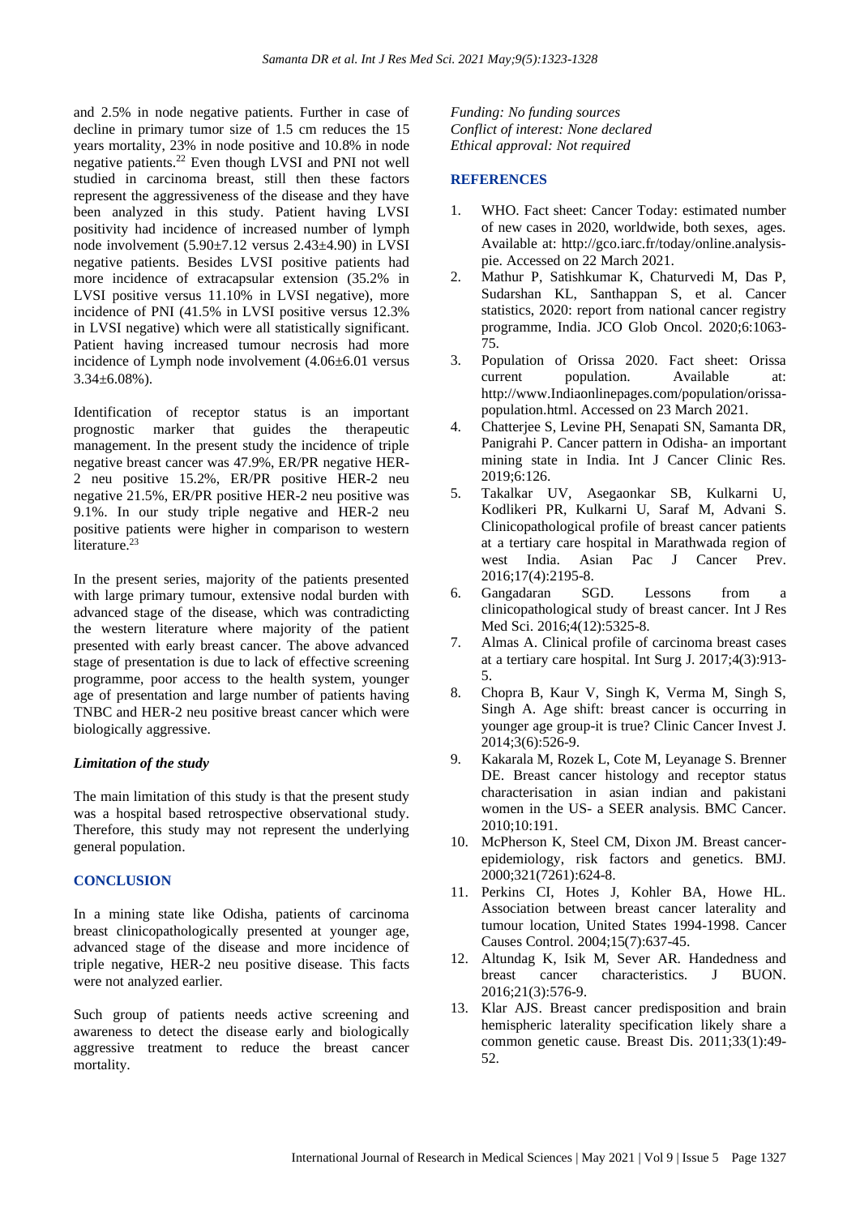and 2.5% in node negative patients. Further in case of decline in primary tumor size of 1.5 cm reduces the 15 years mortality, 23% in node positive and 10.8% in node negative patients.[22] Even though LVSI and PNI not well studied in carcinoma breast, still then these factors represent the aggressiveness of the disease and they have been analyzed in this study. Patient having LVSI positivity had incidence of increased number of lymph node involvement (5.90±7.12 versus 2.43±4.90) in LVSI negative patients. Besides LVSI positive patients had more incidence of extracapsular extension (35.2% in LVSI positive versus 11.10% in LVSI negative), more incidence of PNI (41.5% in LVSI positive versus 12.3% in LVSI negative) which were all statistically significant. Patient having increased tumour necrosis had more incidence of Lymph node involvement (4.06±6.01 versus 3.34±6.08%).

Identification of receptor status is an important prognostic marker that guides the therapeutic management. In the present study the incidence of triple negative breast cancer was 47.9%, ER/PR negative HER-2 neu positive 15.2%, ER/PR positive HER-2 neu negative 21.5%, ER/PR positive HER-2 neu positive was 9.1%. In our study triple negative and HER-2 neu positive patients were higher in comparison to western literature.[23]

In the present series, majority of the patients presented with large primary tumour, extensive nodal burden with advanced stage of the disease, which was contradicting the western literature where majority of the patient presented with early breast cancer. The above advanced stage of presentation is due to lack of effective screening programme, poor access to the health system, younger age of presentation and large number of patients having TNBC and HER-2 neu positive breast cancer which were biologically aggressive.

### *Limitation of the study*

The main limitation of this study is that the present study was a hospital based retrospective observational study. Therefore, this study may not represent the underlying general population.

## CONCLUSION

In a mining state like Odisha, patients of carcinoma breast clinicopathologically presented at younger age, advanced stage of the disease and more incidence of triple negative, HER-2 neu positive disease. This facts were not analyzed earlier.

Such group of patients needs active screening and awareness to detect the disease early and biologically aggressive treatment to reduce the breast cancer mortality.

*Funding: No funding sources*
*Conflict of interest: None declared*
*Ethical approval: Not required*

## REFERENCES

1. WHO. Fact sheet: Cancer Today: estimated number of new cases in 2020, worldwide, both sexes, ages. Available at: http://gco.iarc.fr/today/online.analysis-pie. Accessed on 22 March 2021.
2. Mathur P, Satishkumar K, Chaturvedi M, Das P, Sudarshan KL, Santhappan S, et al. Cancer statistics, 2020: report from national cancer registry programme, India. JCO Glob Oncol. 2020;6:1063-75.
3. Population of Orissa 2020. Fact sheet: Orissa current population. Available at: http://www.Indiaonlinepages.com/population/orissa-population.html. Accessed on 23 March 2021.
4. Chatterjee S, Levine PH, Senapati SN, Samanta DR, Panigrahi P. Cancer pattern in Odisha- an important mining state in India. Int J Cancer Clinic Res. 2019;6:126.
5. Takalkar UV, Asegaonkar SB, Kulkarni U, Kodlikeri PR, Kulkarni U, Saraf M, Advani S. Clinicopathological profile of breast cancer patients at a tertiary care hospital in Marathwada region of west India. Asian Pac J Cancer Prev. 2016;17(4):2195-8.
6. Gangadaran SGD. Lessons from a clinicopathological study of breast cancer. Int J Res Med Sci. 2016;4(12):5325-8.
7. Almas A. Clinical profile of carcinoma breast cases at a tertiary care hospital. Int Surg J. 2017;4(3):913-5.
8. Chopra B, Kaur V, Singh K, Verma M, Singh S, Singh A. Age shift: breast cancer is occurring in younger age group-it is true? Clinic Cancer Invest J. 2014;3(6):526-9.
9. Kakarala M, Rozek L, Cote M, Leyanage S. Brenner DE. Breast cancer histology and receptor status characterisation in asian indian and pakistani women in the US- a SEER analysis. BMC Cancer. 2010;10:191.
10. McPherson K, Steel CM, Dixon JM. Breast cancer-epidemiology, risk factors and genetics. BMJ. 2000;321(7261):624-8.
11. Perkins CI, Hotes J, Kohler BA, Howe HL. Association between breast cancer laterality and tumour location, United States 1994-1998. Cancer Causes Control. 2004;15(7):637-45.
12. Altundag K, Isik M, Sever AR. Handedness and breast cancer characteristics. J BUON. 2016;21(3):576-9.
13. Klar AJS. Breast cancer predisposition and brain hemispheric laterality specification likely share a common genetic cause. Breast Dis. 2011;33(1):49-52.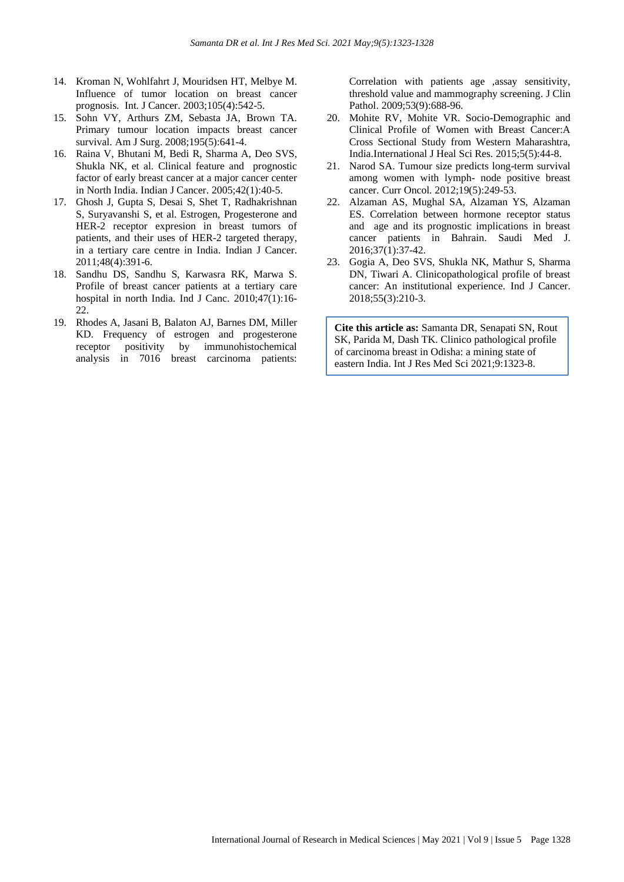14. Kroman N, Wohlfahrt J, Mouridsen HT, Melbye M. Influence of tumor location on breast cancer prognosis. Int. J Cancer. 2003;105(4):542-5.
15. Sohn VY, Arthurs ZM, Sebasta JA, Brown TA. Primary tumour location impacts breast cancer survival. Am J Surg. 2008;195(5):641-4.
16. Raina V, Bhutani M, Bedi R, Sharma A, Deo SVS, Shukla NK, et al. Clinical feature and prognostic factor of early breast cancer at a major cancer center in North India. Indian J Cancer. 2005;42(1):40-5.
17. Ghosh J, Gupta S, Desai S, Shet T, Radhakrishnan S, Suryavanshi S, et al. Estrogen, Progesterone and HER-2 receptor expresion in breast tumors of patients, and their uses of HER-2 targeted therapy, in a tertiary care centre in India. Indian J Cancer. 2011;48(4):391-6.
18. Sandhu DS, Sandhu S, Karwasra RK, Marwa S. Profile of breast cancer patients at a tertiary care hospital in north India. Ind J Canc. 2010;47(1):16-22.
19. Rhodes A, Jasani B, Balaton AJ, Barnes DM, Miller KD. Frequency of estrogen and progesterone receptor positivity by immunohistochemical analysis in 7016 breast carcinoma patients: Correlation with patients age ,assay sensitivity, threshold value and mammography screening. J Clin Pathol. 2009;53(9):688-96.
20. Mohite RV, Mohite VR. Socio-Demographic and Clinical Profile of Women with Breast Cancer:A Cross Sectional Study from Western Maharashtra, India.International J Heal Sci Res. 2015;5(5):44-8.
21. Narod SA. Tumour size predicts long-term survival among women with lymph- node positive breast cancer. Curr Oncol. 2012;19(5):249-53.
22. Alzaman AS, Mughal SA, Alzaman YS, Alzaman ES. Correlation between hormone receptor status and age and its prognostic implications in breast cancer patients in Bahrain. Saudi Med J. 2016;37(1):37-42.
23. Gogia A, Deo SVS, Shukla NK, Mathur S, Sharma DN, Tiwari A. Clinicopathological profile of breast cancer: An institutional experience. Ind J Cancer. 2018;55(3):210-3.

**Cite this article as:** Samanta DR, Senapati SN, Rout SK, Parida M, Dash TK. Clinico pathological profile of carcinoma breast in Odisha: a mining state of eastern India. Int J Res Med Sci 2021;9:1323-8.